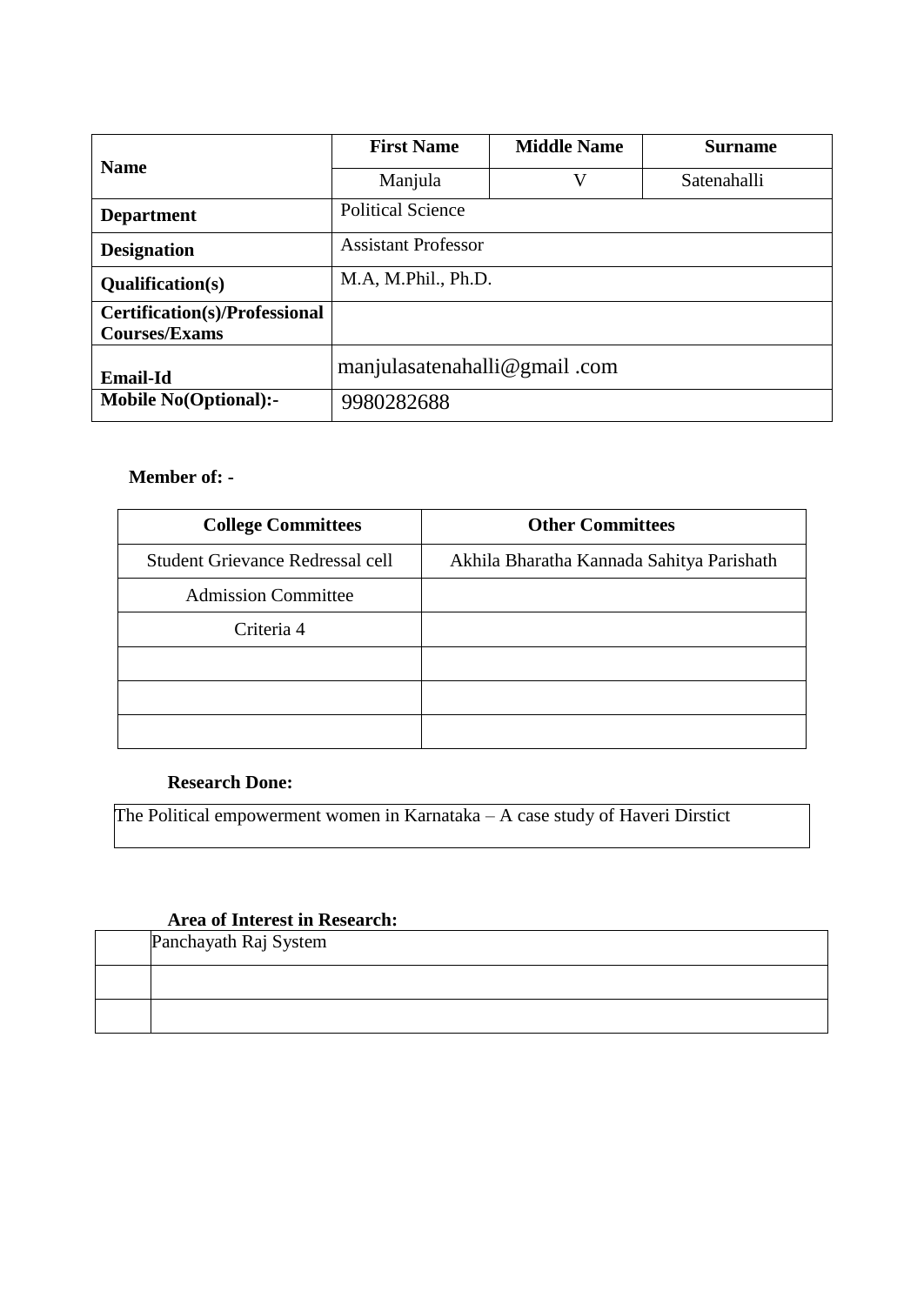| Name | First Name | Middle Name | Surname |
|---|---|---|---|
| | Manjula | V | Satenahalli |
| **Department** | Political Science | | |
| **Designation** | Assistant Professor | | |
| **Qualification(s)** | M.A, M.Phil., Ph.D. | | |
| **Certification(s)/Professional Courses/Exams** | | | |
| **Email-Id** | manjulasatenahalli@gmail .com | | |
| **Mobile No(Optional):-** | 9980282688 | | |

**Member of: -**

| College Committees | Other Committees |
|---|---|
| Student Grievance Redressal cell | Akhila Bharatha Kannada Sahitya Parishath |
| Admission Committee | |
| Criteria 4 | |
| | |
| | |
| | |

**Research Done:**

| The Political empowerment women in Karnataka – A case study of Haveri Dirstict |
|---|

**Area of Interest in Research:**

| | Panchayath Raj System |
|---|---|
| | |
| | |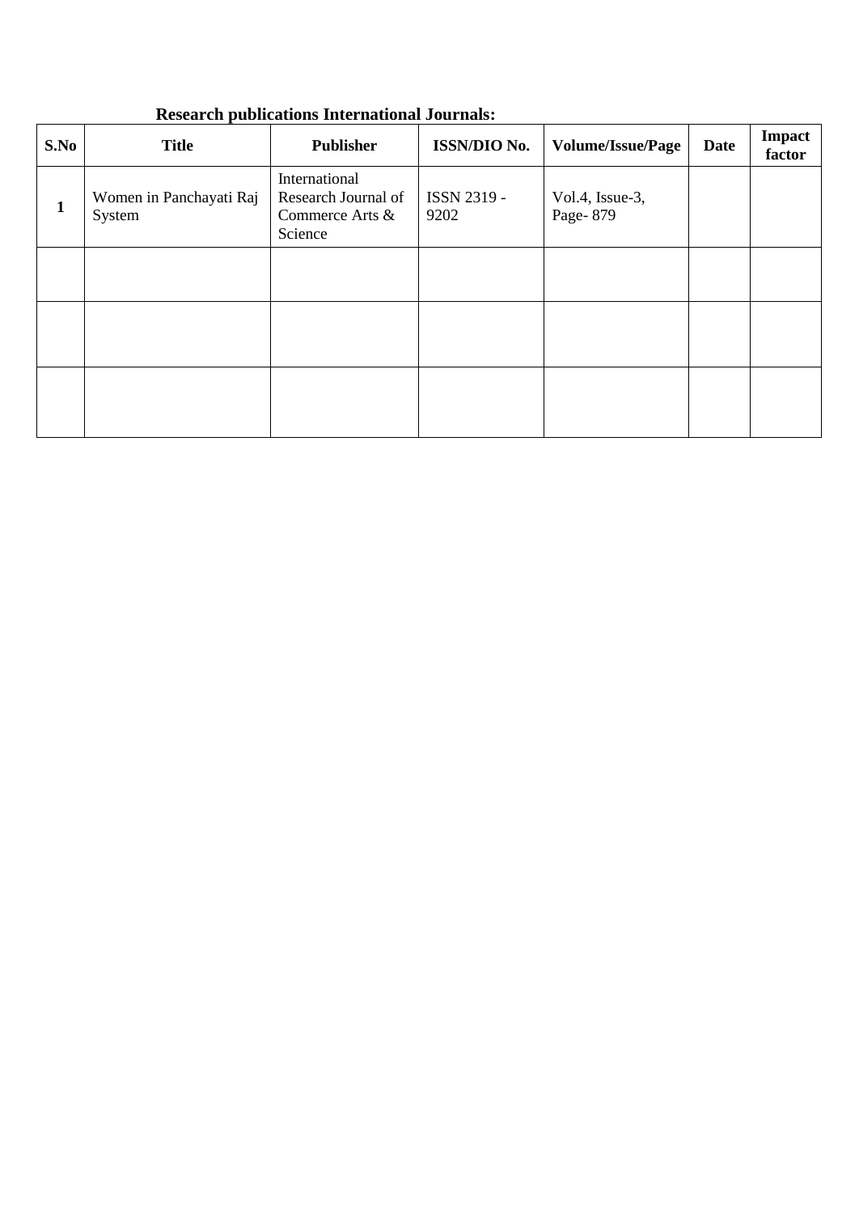**Research publications International Journals:**

| S.No | Title | Publisher | ISSN/DIO No. | Volume/Issue/Page | Date | Impact factor |
|---|---|---|---|---|---|---|
| 1 | Women in Panchayati Raj System | International Research Journal of Commerce Arts & Science | ISSN 2319 - 9202 | Vol.4, Issue-3, Page- 879 | | |
| | | | | | | |
| | | | | | | |
| | | | | | | |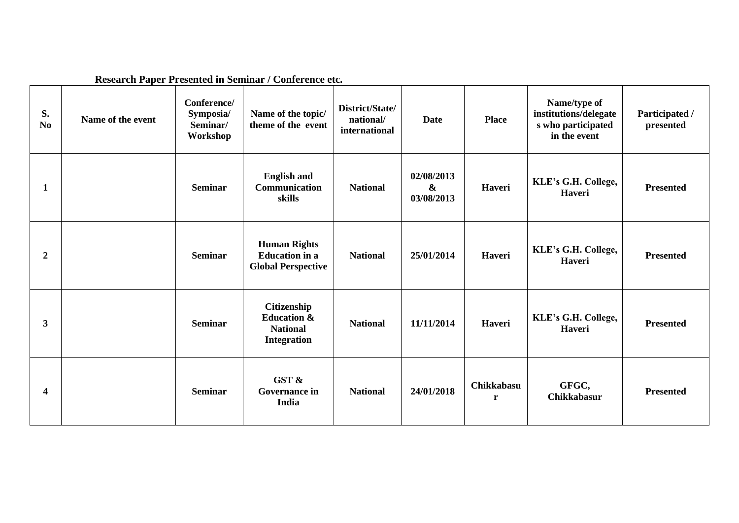**Research Paper Presented in Seminar / Conference etc.**

| S. No | Name of the event | Conference/ Symposia/ Seminar/ Workshop | Name of the topic/ theme of the event | District/State/ national/ international | Date | Place | Name/type of institutions/delegates who participated in the event | Participated / presented |
|---|---|---|---|---|---|---|---|---|
| 1 | | Seminar | English and Communication skills | National | 02/08/2013 & 03/08/2013 | Haveri | KLE's G.H. College, Haveri | Presented |
| 2 | | Seminar | Human Rights Education in a Global Perspective | National | 25/01/2014 | Haveri | KLE's G.H. College, Haveri | Presented |
| 3 | | Seminar | Citizenship Education & National Integration | National | 11/11/2014 | Haveri | KLE's G.H. College, Haveri | Presented |
| 4 | | Seminar | GST & Governance in India | National | 24/01/2018 | Chikkabasur | GFGC, Chikkabasur | Presented |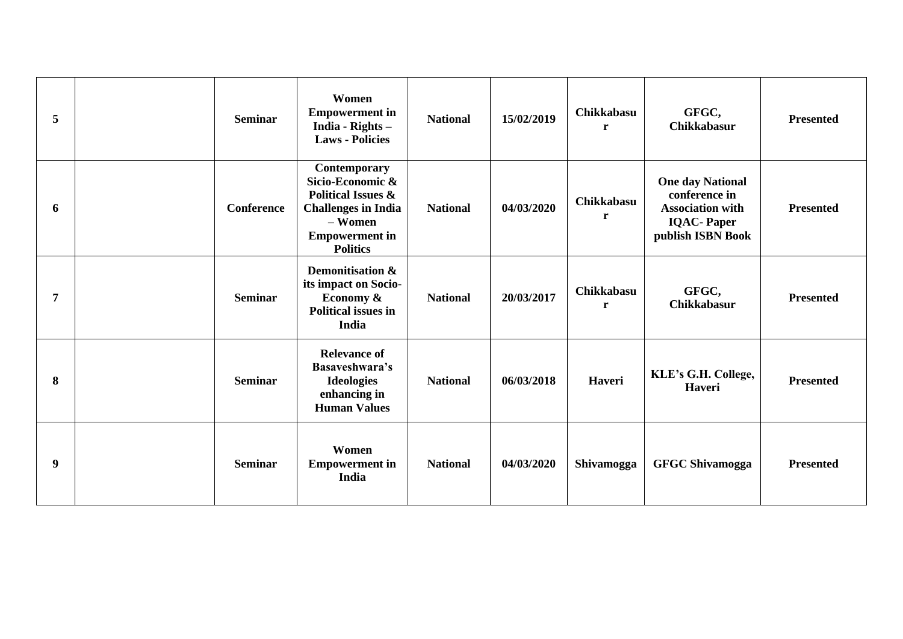| | | | | | | | | |
|---|---|---|---|---|---|---|---|---|
| **5** | | **Seminar** | **Women Empowerment in India - Rights – Laws - Policies** | **National** | **15/02/2019** | **Chikkabasur** | **GFGC, Chikkabasur** | **Presented** |
| **6** | | **Conference** | **Contemporary Sicio-Economic & Political Issues & Challenges in India – Women Empowerment in Politics** | **National** | **04/03/2020** | **Chikkabasur** | **One day National conference in Association with IQAC- Paper publish ISBN Book** | **Presented** |
| **7** | | **Seminar** | **Demonitisation & its impact on Socio-Economy & Political issues in India** | **National** | **20/03/2017** | **Chikkabasur** | **GFGC, Chikkabasur** | **Presented** |
| **8** | | **Seminar** | **Relevance of Basaveshwara's Ideologies enhancing in Human Values** | **National** | **06/03/2018** | **Haveri** | **KLE's G.H. College, Haveri** | **Presented** |
| **9** | | **Seminar** | **Women Empowerment in India** | **National** | **04/03/2020** | **Shivamogga** | **GFGC Shivamogga** | **Presented** |